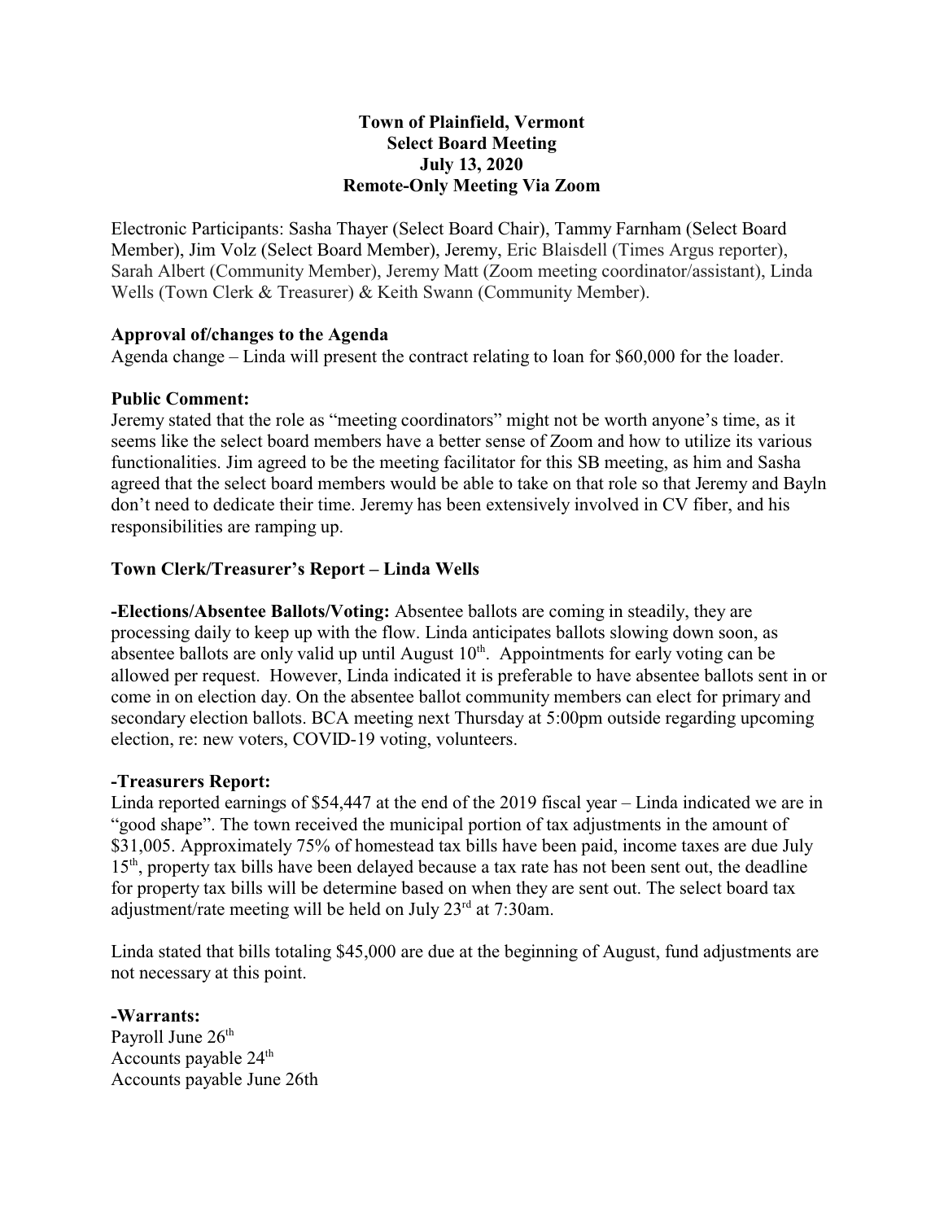# Town of Plainfield, Vermont
## Select Board Meeting
## July 13, 2020
## Remote-Only Meeting Via Zoom

Electronic Participants: Sasha Thayer (Select Board Chair), Tammy Farnham (Select Board Member), Jim Volz (Select Board Member), Jeremy, Eric Blaisdell (Times Argus reporter), Sarah Albert (Community Member), Jeremy Matt (Zoom meeting coordinator/assistant), Linda Wells (Town Clerk & Treasurer) & Keith Swann (Community Member).

**Approval of/changes to the Agenda**

Agenda change – Linda will present the contract relating to loan for $60,000 for the loader.

**Public Comment:**

Jeremy stated that the role as "meeting coordinators" might not be worth anyone's time, as it seems like the select board members have a better sense of Zoom and how to utilize its various functionalities. Jim agreed to be the meeting facilitator for this SB meeting, as him and Sasha agreed that the select board members would be able to take on that role so that Jeremy and Bayln don't need to dedicate their time. Jeremy has been extensively involved in CV fiber, and his responsibilities are ramping up.

**Town Clerk/Treasurer's Report – Linda Wells**

**-Elections/Absentee Ballots/Voting:** Absentee ballots are coming in steadily, they are processing daily to keep up with the flow. Linda anticipates ballots slowing down soon, as absentee ballots are only valid up until August 10th. Appointments for early voting can be allowed per request. However, Linda indicated it is preferable to have absentee ballots sent in or come in on election day. On the absentee ballot community members can elect for primary and secondary election ballots. BCA meeting next Thursday at 5:00pm outside regarding upcoming election, re: new voters, COVID-19 voting, volunteers.

**-Treasurers Report:**

Linda reported earnings of $54,447 at the end of the 2019 fiscal year – Linda indicated we are in "good shape". The town received the municipal portion of tax adjustments in the amount of $31,005. Approximately 75% of homestead tax bills have been paid, income taxes are due July 15th, property tax bills have been delayed because a tax rate has not been sent out, the deadline for property tax bills will be determine based on when they are sent out. The select board tax adjustment/rate meeting will be held on July 23rd at 7:30am.

Linda stated that bills totaling $45,000 are due at the beginning of August, fund adjustments are not necessary at this point.

**-Warrants:**

Payroll June 26th
Accounts payable 24th
Accounts payable June 26th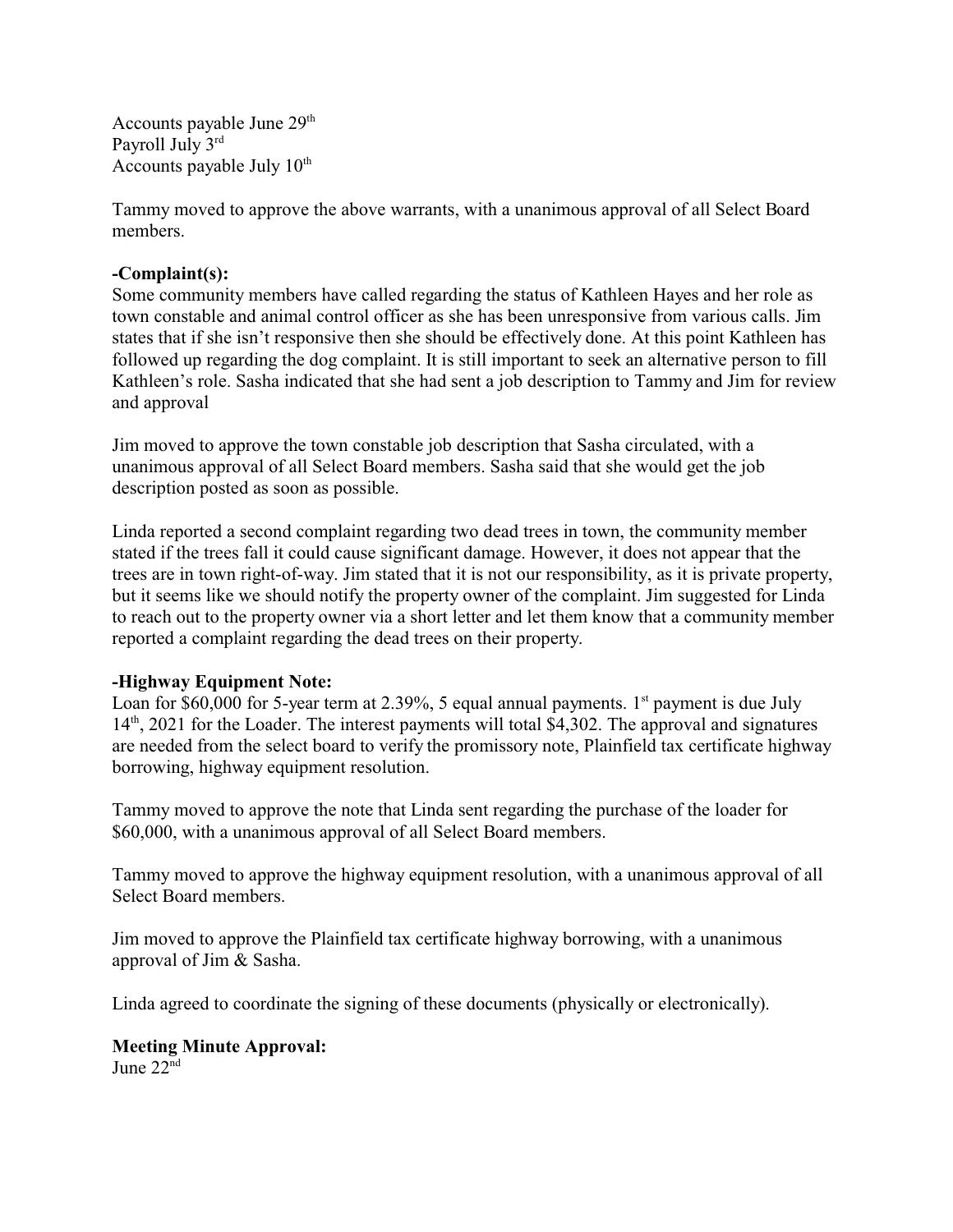Accounts payable June 29th
Payroll July 3rd
Accounts payable July 10th

Tammy moved to approve the above warrants, with a unanimous approval of all Select Board members.

**-Complaint(s):**

Some community members have called regarding the status of Kathleen Hayes and her role as town constable and animal control officer as she has been unresponsive from various calls. Jim states that if she isn't responsive then she should be effectively done. At this point Kathleen has followed up regarding the dog complaint. It is still important to seek an alternative person to fill Kathleen's role. Sasha indicated that she had sent a job description to Tammy and Jim for review and approval

Jim moved to approve the town constable job description that Sasha circulated, with a unanimous approval of all Select Board members. Sasha said that she would get the job description posted as soon as possible.

Linda reported a second complaint regarding two dead trees in town, the community member stated if the trees fall it could cause significant damage. However, it does not appear that the trees are in town right-of-way. Jim stated that it is not our responsibility, as it is private property, but it seems like we should notify the property owner of the complaint. Jim suggested for Linda to reach out to the property owner via a short letter and let them know that a community member reported a complaint regarding the dead trees on their property.

**-Highway Equipment Note:**

Loan for $60,000 for 5-year term at 2.39%, 5 equal annual payments. 1st payment is due July 14th, 2021 for the Loader. The interest payments will total $4,302. The approval and signatures are needed from the select board to verify the promissory note, Plainfield tax certificate highway borrowing, highway equipment resolution.

Tammy moved to approve the note that Linda sent regarding the purchase of the loader for $60,000, with a unanimous approval of all Select Board members.

Tammy moved to approve the highway equipment resolution, with a unanimous approval of all Select Board members.

Jim moved to approve the Plainfield tax certificate highway borrowing, with a unanimous approval of Jim & Sasha.

Linda agreed to coordinate the signing of these documents (physically or electronically).

**Meeting Minute Approval:**

June 22nd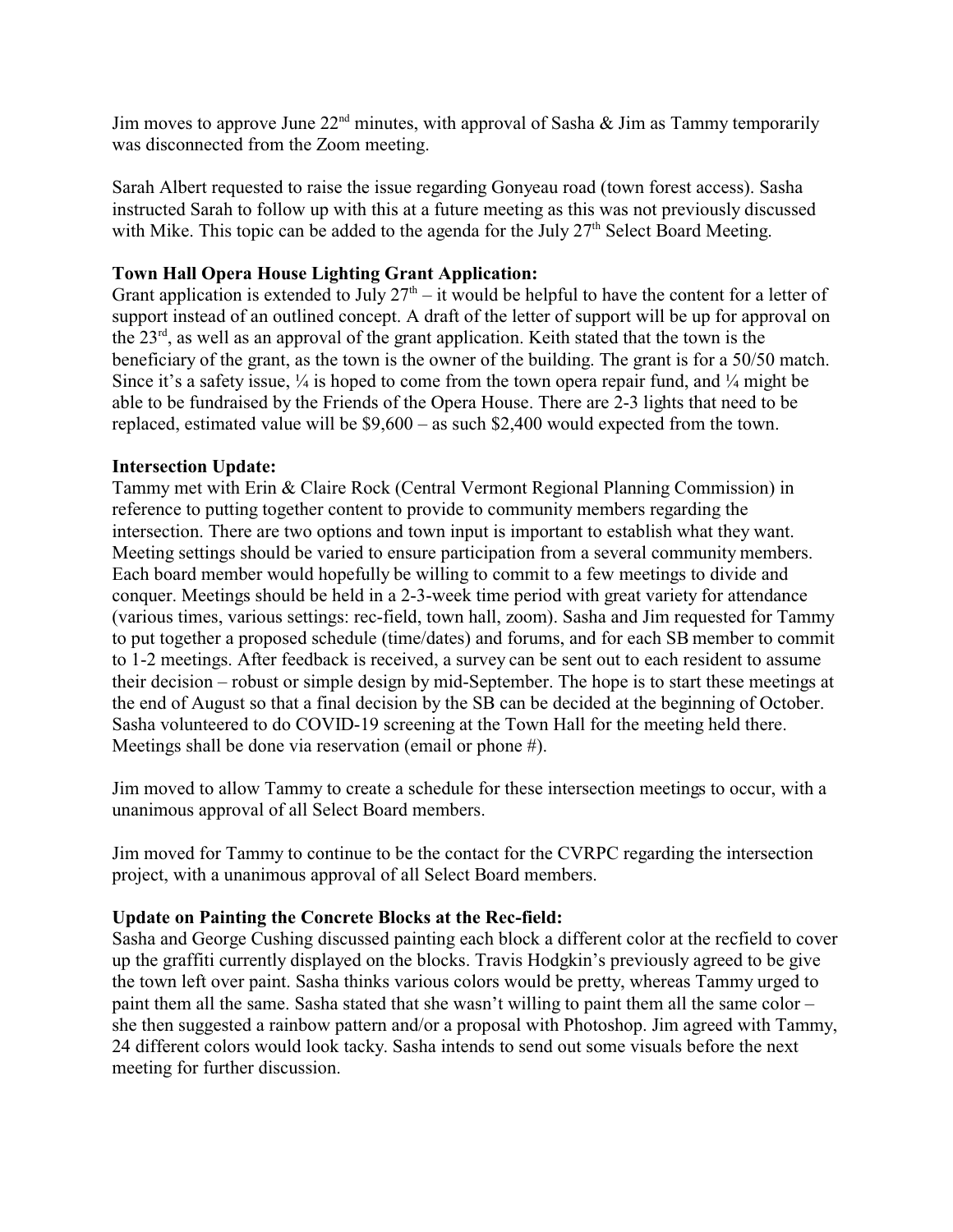Jim moves to approve June 22nd minutes, with approval of Sasha & Jim as Tammy temporarily was disconnected from the Zoom meeting.

Sarah Albert requested to raise the issue regarding Gonyeau road (town forest access). Sasha instructed Sarah to follow up with this at a future meeting as this was not previously discussed with Mike. This topic can be added to the agenda for the July 27th Select Board Meeting.

**Town Hall Opera House Lighting Grant Application:**

Grant application is extended to July 27th – it would be helpful to have the content for a letter of support instead of an outlined concept. A draft of the letter of support will be up for approval on the 23rd, as well as an approval of the grant application. Keith stated that the town is the beneficiary of the grant, as the town is the owner of the building. The grant is for a 50/50 match. Since it's a safety issue, ¼ is hoped to come from the town opera repair fund, and ¼ might be able to be fundraised by the Friends of the Opera House. There are 2-3 lights that need to be replaced, estimated value will be $9,600 – as such $2,400 would expected from the town.

**Intersection Update:**

Tammy met with Erin & Claire Rock (Central Vermont Regional Planning Commission) in reference to putting together content to provide to community members regarding the intersection. There are two options and town input is important to establish what they want. Meeting settings should be varied to ensure participation from a several community members. Each board member would hopefully be willing to commit to a few meetings to divide and conquer. Meetings should be held in a 2-3-week time period with great variety for attendance (various times, various settings: rec-field, town hall, zoom). Sasha and Jim requested for Tammy to put together a proposed schedule (time/dates) and forums, and for each SB member to commit to 1-2 meetings. After feedback is received, a survey can be sent out to each resident to assume their decision – robust or simple design by mid-September. The hope is to start these meetings at the end of August so that a final decision by the SB can be decided at the beginning of October. Sasha volunteered to do COVID-19 screening at the Town Hall for the meeting held there. Meetings shall be done via reservation (email or phone #).

Jim moved to allow Tammy to create a schedule for these intersection meetings to occur, with a unanimous approval of all Select Board members.

Jim moved for Tammy to continue to be the contact for the CVRPC regarding the intersection project, with a unanimous approval of all Select Board members.

**Update on Painting the Concrete Blocks at the Rec-field:**

Sasha and George Cushing discussed painting each block a different color at the recfield to cover up the graffiti currently displayed on the blocks. Travis Hodgkin's previously agreed to be give the town left over paint. Sasha thinks various colors would be pretty, whereas Tammy urged to paint them all the same. Sasha stated that she wasn't willing to paint them all the same color – she then suggested a rainbow pattern and/or a proposal with Photoshop. Jim agreed with Tammy, 24 different colors would look tacky. Sasha intends to send out some visuals before the next meeting for further discussion.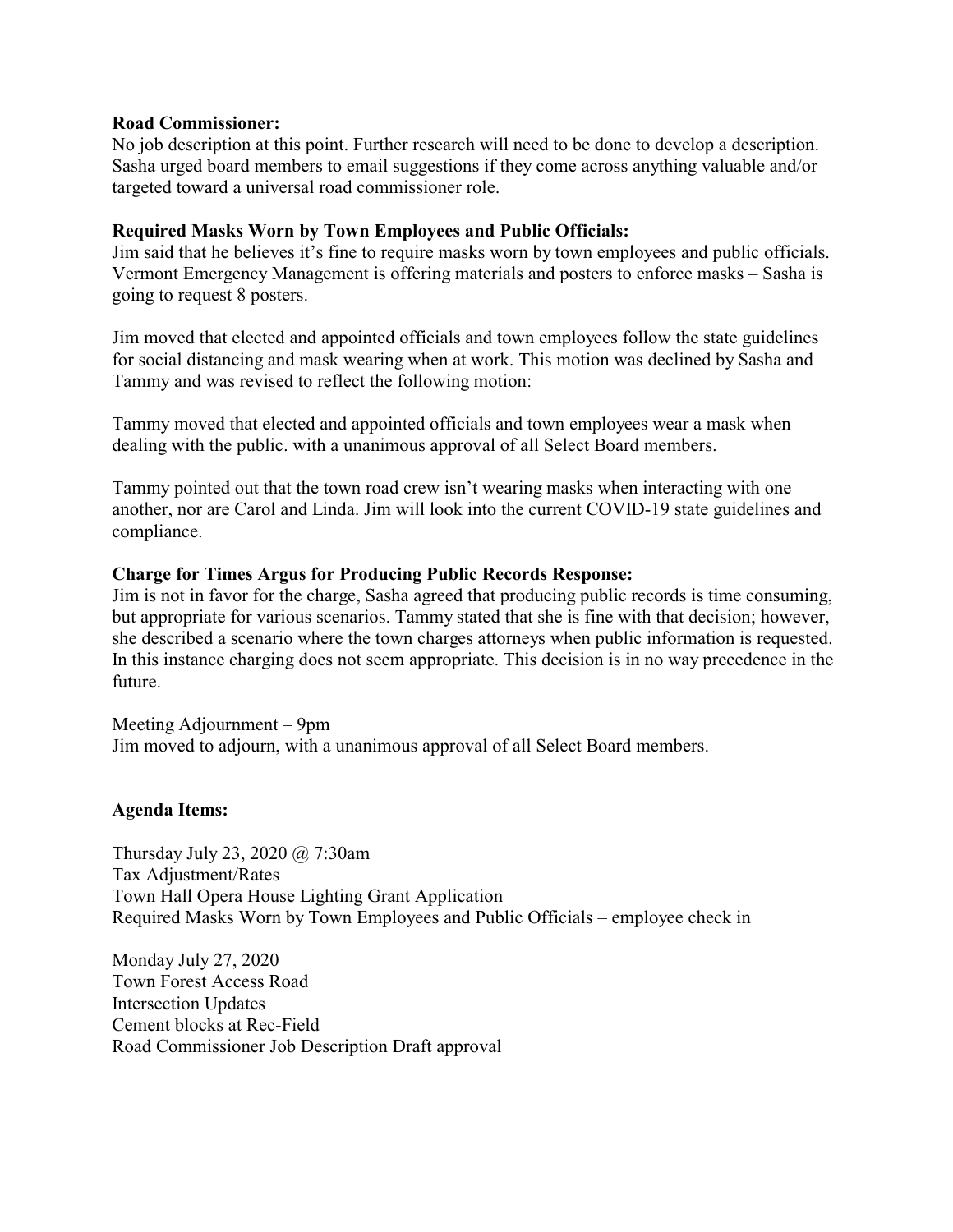**Road Commissioner:**
No job description at this point. Further research will need to be done to develop a description. Sasha urged board members to email suggestions if they come across anything valuable and/or targeted toward a universal road commissioner role.

**Required Masks Worn by Town Employees and Public Officials:**
Jim said that he believes it's fine to require masks worn by town employees and public officials. Vermont Emergency Management is offering materials and posters to enforce masks – Sasha is going to request 8 posters.

Jim moved that elected and appointed officials and town employees follow the state guidelines for social distancing and mask wearing when at work. This motion was declined by Sasha and Tammy and was revised to reflect the following motion:

Tammy moved that elected and appointed officials and town employees wear a mask when dealing with the public. with a unanimous approval of all Select Board members.

Tammy pointed out that the town road crew isn't wearing masks when interacting with one another, nor are Carol and Linda. Jim will look into the current COVID-19 state guidelines and compliance.

**Charge for Times Argus for Producing Public Records Response:**
Jim is not in favor for the charge, Sasha agreed that producing public records is time consuming, but appropriate for various scenarios. Tammy stated that she is fine with that decision; however, she described a scenario where the town charges attorneys when public information is requested. In this instance charging does not seem appropriate. This decision is in no way precedence in the future.

Meeting Adjournment – 9pm
Jim moved to adjourn, with a unanimous approval of all Select Board members.

**Agenda Items:**

Thursday July 23, 2020 @ 7:30am
Tax Adjustment/Rates
Town Hall Opera House Lighting Grant Application
Required Masks Worn by Town Employees and Public Officials – employee check in

Monday July 27, 2020
Town Forest Access Road
Intersection Updates
Cement blocks at Rec-Field
Road Commissioner Job Description Draft approval